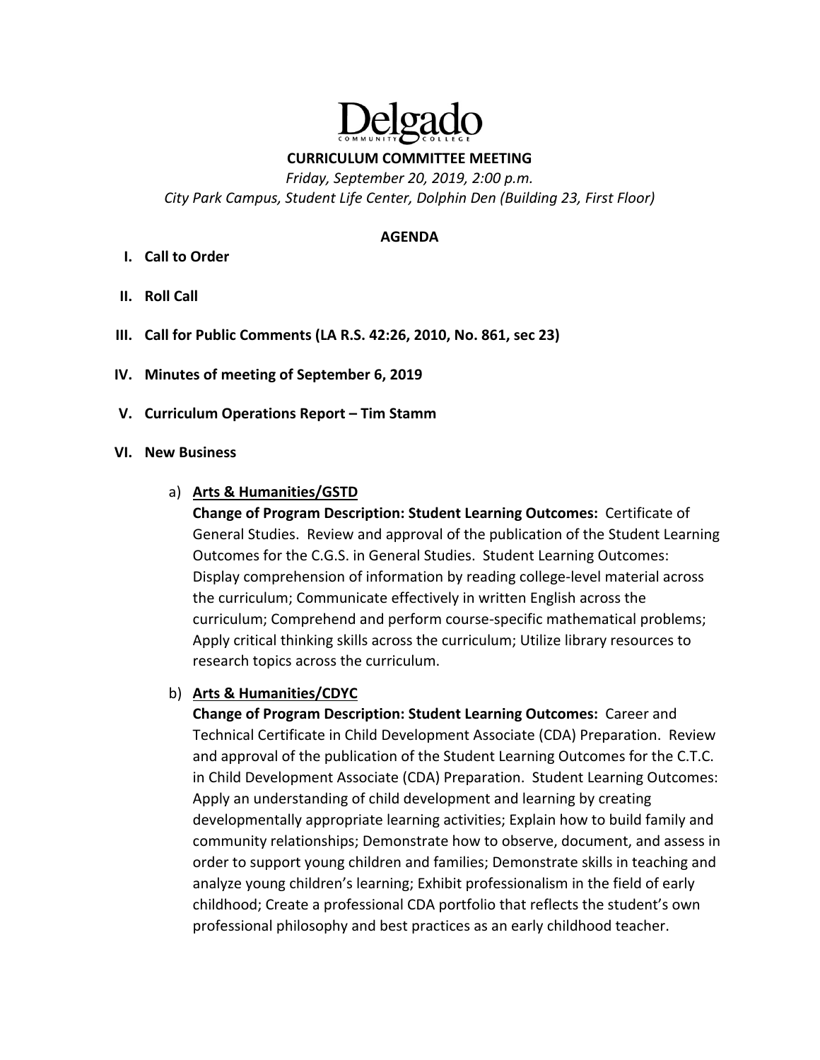# Delgado

COMMUNITY COLLEGE

## CURRICULUM COMMITTEE MEETING

*Friday, September 20, 2019, 2:00 p.m.*
*City Park Campus, Student Life Center, Dolphin Den (Building 23, First Floor)*

### AGENDA

I. **Call to Order**

II. **Roll Call**

III. **Call for Public Comments (LA R.S. 42:26, 2010, No. 861, sec 23)**

IV. **Minutes of meeting of September 6, 2019**

V. **Curriculum Operations Report – Tim Stamm**

VI. **New Business**

a) **Arts & Humanities/GSTD**
**Change of Program Description: Student Learning Outcomes:** Certificate of General Studies. Review and approval of the publication of the Student Learning Outcomes for the C.G.S. in General Studies. Student Learning Outcomes: Display comprehension of information by reading college-level material across the curriculum; Communicate effectively in written English across the curriculum; Comprehend and perform course-specific mathematical problems; Apply critical thinking skills across the curriculum; Utilize library resources to research topics across the curriculum.

b) **Arts & Humanities/CDYC**
**Change of Program Description: Student Learning Outcomes:** Career and Technical Certificate in Child Development Associate (CDA) Preparation. Review and approval of the publication of the Student Learning Outcomes for the C.T.C. in Child Development Associate (CDA) Preparation. Student Learning Outcomes: Apply an understanding of child development and learning by creating developmentally appropriate learning activities; Explain how to build family and community relationships; Demonstrate how to observe, document, and assess in order to support young children and families; Demonstrate skills in teaching and analyze young children's learning; Exhibit professionalism in the field of early childhood; Create a professional CDA portfolio that reflects the student's own professional philosophy and best practices as an early childhood teacher.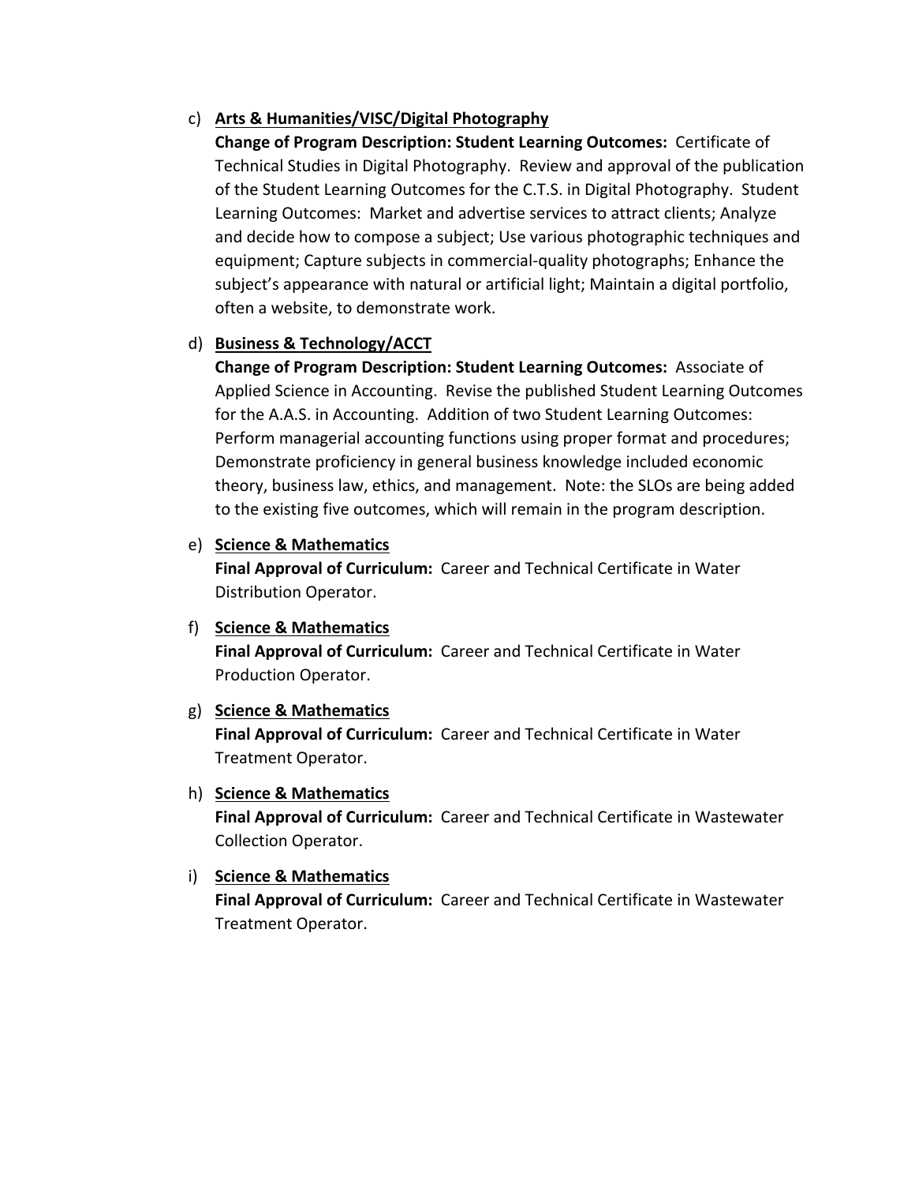c) **<u>Arts & Humanities/VISC/Digital Photography</u>**
   **Change of Program Description: Student Learning Outcomes:** Certificate of Technical Studies in Digital Photography. Review and approval of the publication of the Student Learning Outcomes for the C.T.S. in Digital Photography. Student Learning Outcomes: Market and advertise services to attract clients; Analyze and decide how to compose a subject; Use various photographic techniques and equipment; Capture subjects in commercial-quality photographs; Enhance the subject's appearance with natural or artificial light; Maintain a digital portfolio, often a website, to demonstrate work.

d) **<u>Business & Technology/ACCT</u>**
   **Change of Program Description: Student Learning Outcomes:** Associate of Applied Science in Accounting. Revise the published Student Learning Outcomes for the A.A.S. in Accounting. Addition of two Student Learning Outcomes: Perform managerial accounting functions using proper format and procedures; Demonstrate proficiency in general business knowledge included economic theory, business law, ethics, and management. Note: the SLOs are being added to the existing five outcomes, which will remain in the program description.

e) **<u>Science & Mathematics</u>**
   **Final Approval of Curriculum:** Career and Technical Certificate in Water Distribution Operator.

f) **<u>Science & Mathematics</u>**
   **Final Approval of Curriculum:** Career and Technical Certificate in Water Production Operator.

g) **<u>Science & Mathematics</u>**
   **Final Approval of Curriculum:** Career and Technical Certificate in Water Treatment Operator.

h) **<u>Science & Mathematics</u>**
   **Final Approval of Curriculum:** Career and Technical Certificate in Wastewater Collection Operator.

i) **<u>Science & Mathematics</u>**
   **Final Approval of Curriculum:** Career and Technical Certificate in Wastewater Treatment Operator.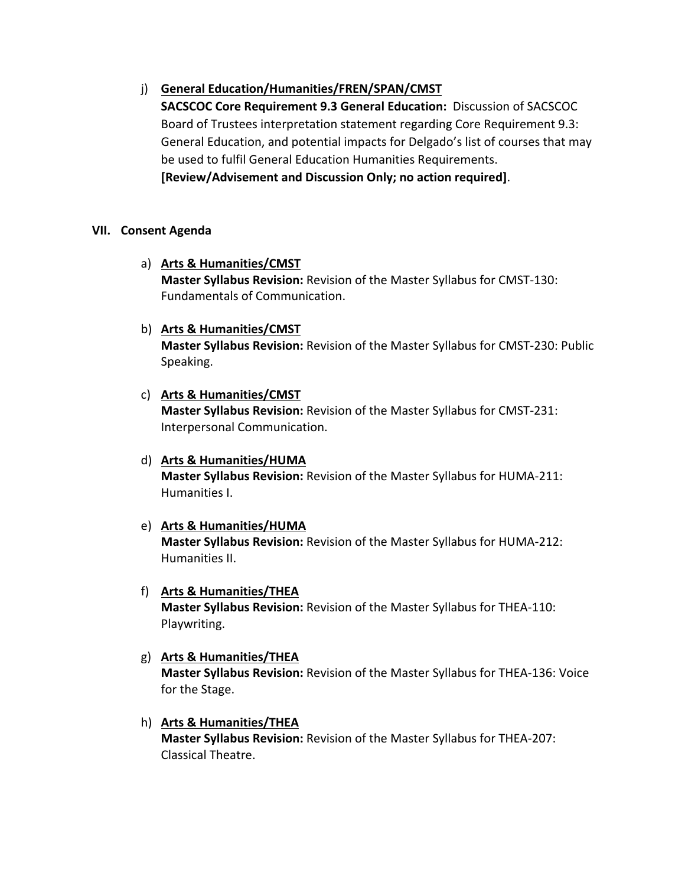j) **General Education/Humanities/FREN/SPAN/CMST**
   **SACSCOC Core Requirement 9.3 General Education:** Discussion of SACSCOC Board of Trustees interpretation statement regarding Core Requirement 9.3: General Education, and potential impacts for Delgado's list of courses that may be used to fulfil General Education Humanities Requirements.
   **[Review/Advisement and Discussion Only; no action required]**.

## VII. Consent Agenda

a) **Arts & Humanities/CMST**
   **Master Syllabus Revision:** Revision of the Master Syllabus for CMST-130: Fundamentals of Communication.

b) **Arts & Humanities/CMST**
   **Master Syllabus Revision:** Revision of the Master Syllabus for CMST-230: Public Speaking.

c) **Arts & Humanities/CMST**
   **Master Syllabus Revision:** Revision of the Master Syllabus for CMST-231: Interpersonal Communication.

d) **Arts & Humanities/HUMA**
   **Master Syllabus Revision:** Revision of the Master Syllabus for HUMA-211: Humanities I.

e) **Arts & Humanities/HUMA**
   **Master Syllabus Revision:** Revision of the Master Syllabus for HUMA-212: Humanities II.

f) **Arts & Humanities/THEA**
   **Master Syllabus Revision:** Revision of the Master Syllabus for THEA-110: Playwriting.

g) **Arts & Humanities/THEA**
   **Master Syllabus Revision:** Revision of the Master Syllabus for THEA-136: Voice for the Stage.

h) **Arts & Humanities/THEA**
   **Master Syllabus Revision:** Revision of the Master Syllabus for THEA-207: Classical Theatre.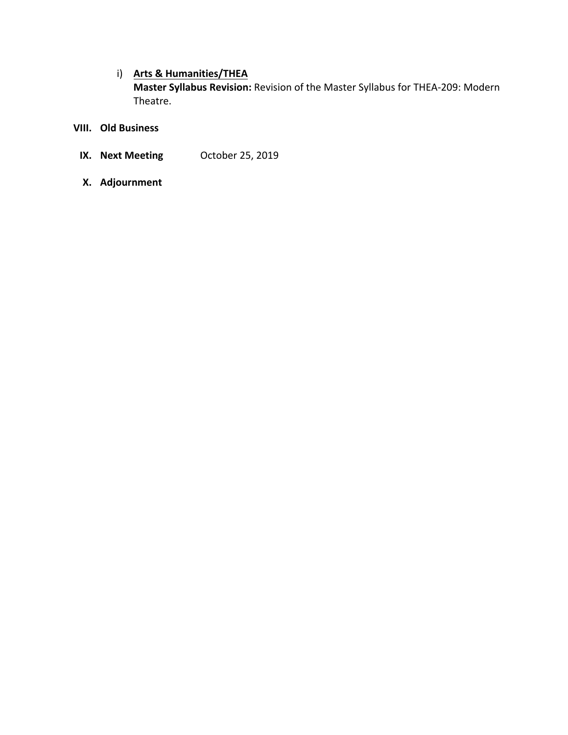i) **<u>Arts & Humanities/THEA</u>**
   **Master Syllabus Revision:** Revision of the Master Syllabus for THEA-209: Modern Theatre.

**VIII. Old Business**

**IX. Next Meeting** October 25, 2019

**X. Adjournment**